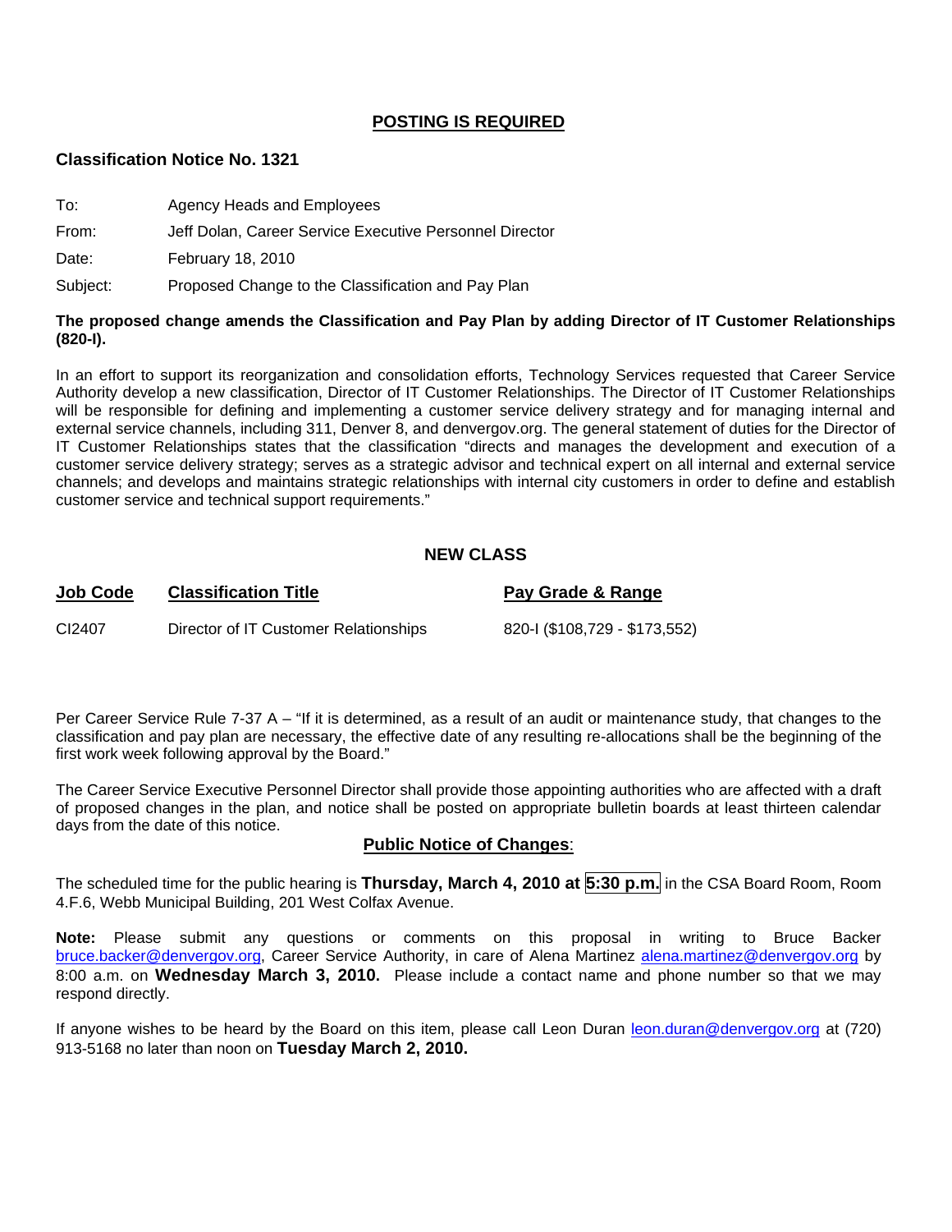## POSTING IS REQUIRED

**Classification Notice No. 1321**

To: Agency Heads and Employees

From: Jeff Dolan, Career Service Executive Personnel Director

Date: February 18, 2010

Subject: Proposed Change to the Classification and Pay Plan

**The proposed change amends the Classification and Pay Plan by adding Director of IT Customer Relationships (820-I).**

In an effort to support its reorganization and consolidation efforts, Technology Services requested that Career Service Authority develop a new classification, Director of IT Customer Relationships. The Director of IT Customer Relationships will be responsible for defining and implementing a customer service delivery strategy and for managing internal and external service channels, including 311, Denver 8, and denvergov.org. The general statement of duties for the Director of IT Customer Relationships states that the classification "directs and manages the development and execution of a customer service delivery strategy; serves as a strategic advisor and technical expert on all internal and external service channels; and develops and maintains strategic relationships with internal city customers in order to define and establish customer service and technical support requirements."

### NEW CLASS

| Job Code | Classification Title | Pay Grade & Range |
|---|---|---|
| CI2407 | Director of IT Customer Relationships | 820-I ($108,729 - $173,552) |

Per Career Service Rule 7-37 A – "If it is determined, as a result of an audit or maintenance study, that changes to the classification and pay plan are necessary, the effective date of any resulting re-allocations shall be the beginning of the first work week following approval by the Board."

The Career Service Executive Personnel Director shall provide those appointing authorities who are affected with a draft of proposed changes in the plan, and notice shall be posted on appropriate bulletin boards at least thirteen calendar days from the date of this notice.

### Public Notice of Changes:

The scheduled time for the public hearing is **Thursday, March 4, 2010 at 5:30 p.m.** in the CSA Board Room, Room 4.F.6, Webb Municipal Building, 201 West Colfax Avenue.

**Note:** Please submit any questions or comments on this proposal in writing to Bruce Backer bruce.backer@denvergov.org, Career Service Authority, in care of Alena Martinez alena.martinez@denvergov.org by 8:00 a.m. on **Wednesday March 3, 2010.** Please include a contact name and phone number so that we may respond directly.

If anyone wishes to be heard by the Board on this item, please call Leon Duran leon.duran@denvergov.org at (720) 913-5168 no later than noon on **Tuesday March 2, 2010.**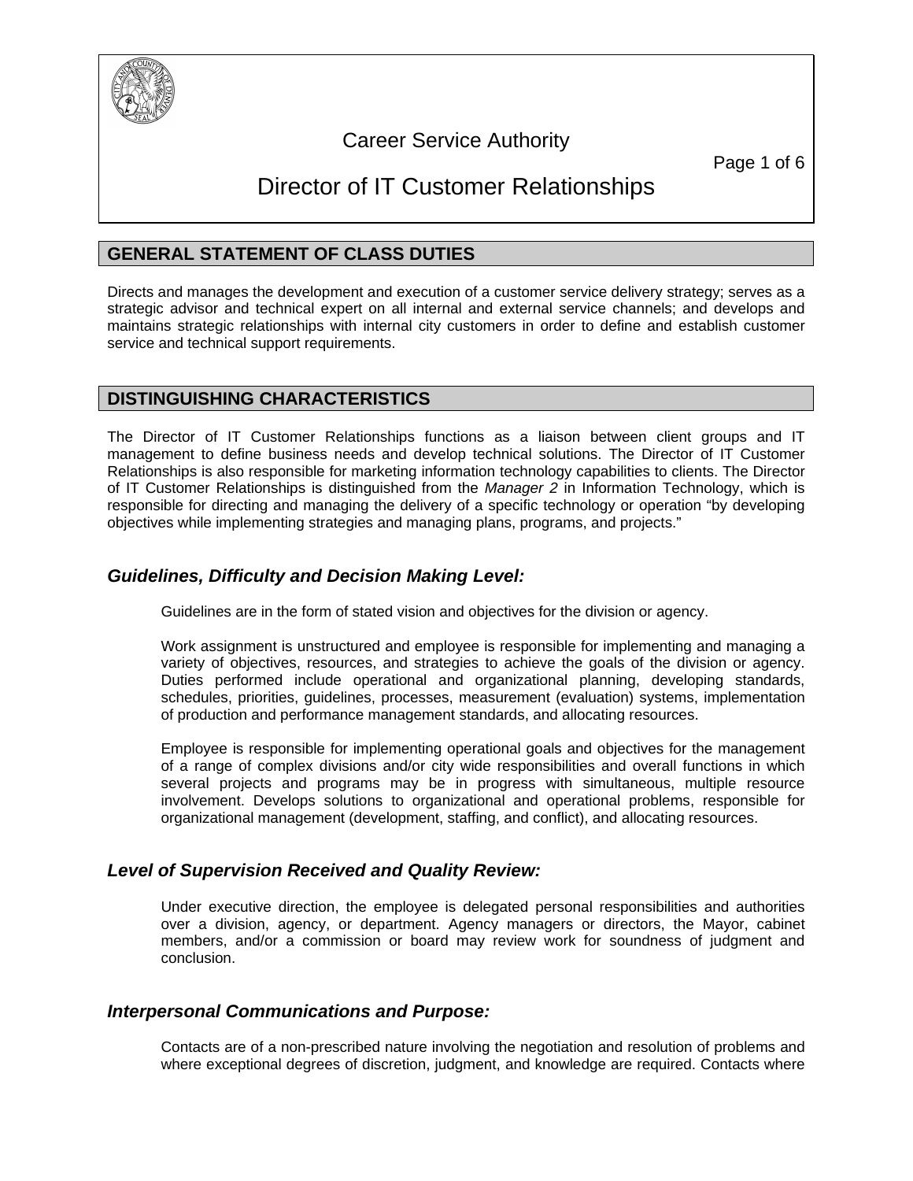# Career Service Authority

# Director of IT Customer Relationships

## GENERAL STATEMENT OF CLASS DUTIES

Directs and manages the development and execution of a customer service delivery strategy; serves as a strategic advisor and technical expert on all internal and external service channels; and develops and maintains strategic relationships with internal city customers in order to define and establish customer service and technical support requirements.

## DISTINGUISHING CHARACTERISTICS

The Director of IT Customer Relationships functions as a liaison between client groups and IT management to define business needs and develop technical solutions. The Director of IT Customer Relationships is also responsible for marketing information technology capabilities to clients. The Director of IT Customer Relationships is distinguished from the *Manager 2* in Information Technology, which is responsible for directing and managing the delivery of a specific technology or operation "by developing objectives while implementing strategies and managing plans, programs, and projects."

### *Guidelines, Difficulty and Decision Making Level:*

Guidelines are in the form of stated vision and objectives for the division or agency.

Work assignment is unstructured and employee is responsible for implementing and managing a variety of objectives, resources, and strategies to achieve the goals of the division or agency. Duties performed include operational and organizational planning, developing standards, schedules, priorities, guidelines, processes, measurement (evaluation) systems, implementation of production and performance management standards, and allocating resources.

Employee is responsible for implementing operational goals and objectives for the management of a range of complex divisions and/or city wide responsibilities and overall functions in which several projects and programs may be in progress with simultaneous, multiple resource involvement. Develops solutions to organizational and operational problems, responsible for organizational management (development, staffing, and conflict), and allocating resources.

### *Level of Supervision Received and Quality Review:*

Under executive direction, the employee is delegated personal responsibilities and authorities over a division, agency, or department. Agency managers or directors, the Mayor, cabinet members, and/or a commission or board may review work for soundness of judgment and conclusion.

### *Interpersonal Communications and Purpose:*

Contacts are of a non-prescribed nature involving the negotiation and resolution of problems and where exceptional degrees of discretion, judgment, and knowledge are required. Contacts where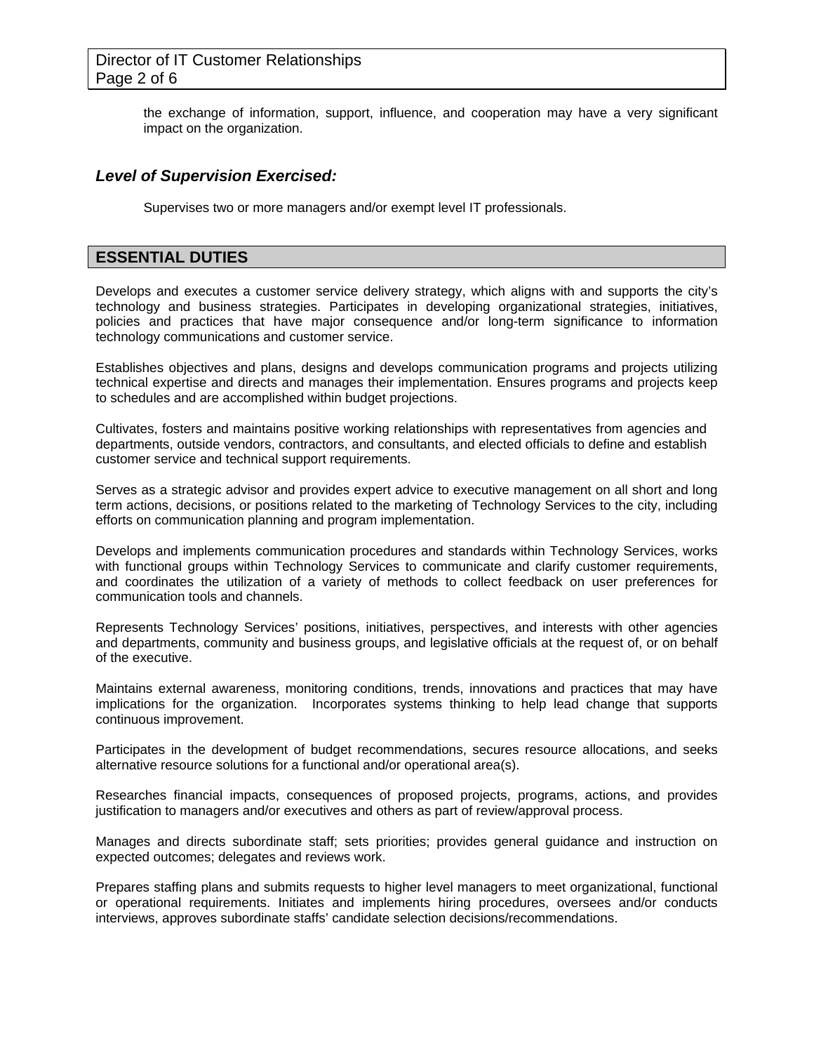the exchange of information, support, influence, and cooperation may have a very significant impact on the organization.

### *Level of Supervision Exercised:*

Supervises two or more managers and/or exempt level IT professionals.

## ESSENTIAL DUTIES

Develops and executes a customer service delivery strategy, which aligns with and supports the city's technology and business strategies. Participates in developing organizational strategies, initiatives, policies and practices that have major consequence and/or long-term significance to information technology communications and customer service.

Establishes objectives and plans, designs and develops communication programs and projects utilizing technical expertise and directs and manages their implementation. Ensures programs and projects keep to schedules and are accomplished within budget projections.

Cultivates, fosters and maintains positive working relationships with representatives from agencies and departments, outside vendors, contractors, and consultants, and elected officials to define and establish customer service and technical support requirements.

Serves as a strategic advisor and provides expert advice to executive management on all short and long term actions, decisions, or positions related to the marketing of Technology Services to the city, including efforts on communication planning and program implementation.

Develops and implements communication procedures and standards within Technology Services, works with functional groups within Technology Services to communicate and clarify customer requirements, and coordinates the utilization of a variety of methods to collect feedback on user preferences for communication tools and channels.

Represents Technology Services' positions, initiatives, perspectives, and interests with other agencies and departments, community and business groups, and legislative officials at the request of, or on behalf of the executive.

Maintains external awareness, monitoring conditions, trends, innovations and practices that may have implications for the organization. Incorporates systems thinking to help lead change that supports continuous improvement.

Participates in the development of budget recommendations, secures resource allocations, and seeks alternative resource solutions for a functional and/or operational area(s).

Researches financial impacts, consequences of proposed projects, programs, actions, and provides justification to managers and/or executives and others as part of review/approval process.

Manages and directs subordinate staff; sets priorities; provides general guidance and instruction on expected outcomes; delegates and reviews work.

Prepares staffing plans and submits requests to higher level managers to meet organizational, functional or operational requirements. Initiates and implements hiring procedures, oversees and/or conducts interviews, approves subordinate staffs' candidate selection decisions/recommendations.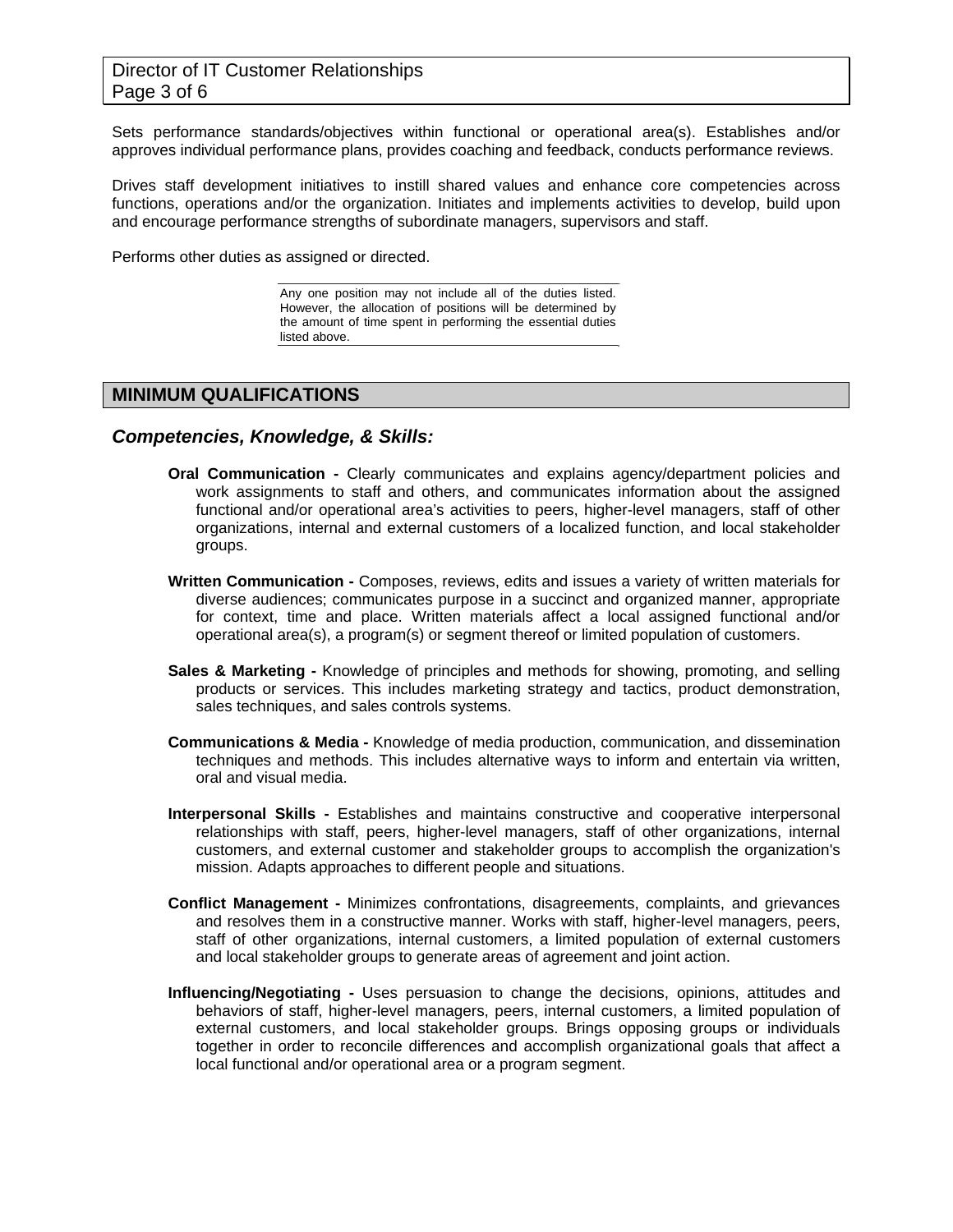Sets performance standards/objectives within functional or operational area(s). Establishes and/or approves individual performance plans, provides coaching and feedback, conducts performance reviews.

Drives staff development initiatives to instill shared values and enhance core competencies across functions, operations and/or the organization. Initiates and implements activities to develop, build upon and encourage performance strengths of subordinate managers, supervisors and staff.

Performs other duties as assigned or directed.

> Any one position may not include all of the duties listed. However, the allocation of positions will be determined by the amount of time spent in performing the essential duties listed above.

## MINIMUM QUALIFICATIONS

### *Competencies, Knowledge, & Skills:*

**Oral Communication -** Clearly communicates and explains agency/department policies and work assignments to staff and others, and communicates information about the assigned functional and/or operational area's activities to peers, higher-level managers, staff of other organizations, internal and external customers of a localized function, and local stakeholder groups.

**Written Communication -** Composes, reviews, edits and issues a variety of written materials for diverse audiences; communicates purpose in a succinct and organized manner, appropriate for context, time and place. Written materials affect a local assigned functional and/or operational area(s), a program(s) or segment thereof or limited population of customers.

**Sales & Marketing -** Knowledge of principles and methods for showing, promoting, and selling products or services. This includes marketing strategy and tactics, product demonstration, sales techniques, and sales controls systems.

**Communications & Media -** Knowledge of media production, communication, and dissemination techniques and methods. This includes alternative ways to inform and entertain via written, oral and visual media.

**Interpersonal Skills -** Establishes and maintains constructive and cooperative interpersonal relationships with staff, peers, higher-level managers, staff of other organizations, internal customers, and external customer and stakeholder groups to accomplish the organization's mission. Adapts approaches to different people and situations.

**Conflict Management -** Minimizes confrontations, disagreements, complaints, and grievances and resolves them in a constructive manner. Works with staff, higher-level managers, peers, staff of other organizations, internal customers, a limited population of external customers and local stakeholder groups to generate areas of agreement and joint action.

**Influencing/Negotiating -** Uses persuasion to change the decisions, opinions, attitudes and behaviors of staff, higher-level managers, peers, internal customers, a limited population of external customers, and local stakeholder groups. Brings opposing groups or individuals together in order to reconcile differences and accomplish organizational goals that affect a local functional and/or operational area or a program segment.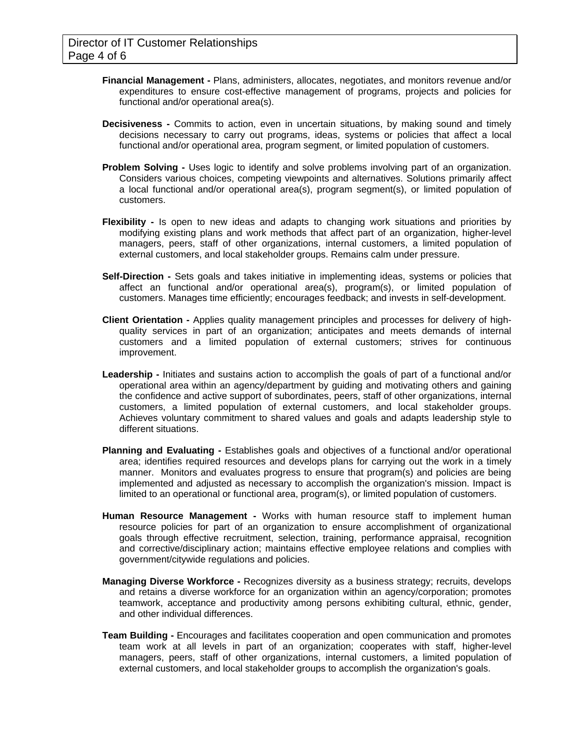**Financial Management -** Plans, administers, allocates, negotiates, and monitors revenue and/or expenditures to ensure cost-effective management of programs, projects and policies for functional and/or operational area(s).

**Decisiveness -** Commits to action, even in uncertain situations, by making sound and timely decisions necessary to carry out programs, ideas, systems or policies that affect a local functional and/or operational area, program segment, or limited population of customers.

**Problem Solving -** Uses logic to identify and solve problems involving part of an organization. Considers various choices, competing viewpoints and alternatives. Solutions primarily affect a local functional and/or operational area(s), program segment(s), or limited population of customers.

**Flexibility -** Is open to new ideas and adapts to changing work situations and priorities by modifying existing plans and work methods that affect part of an organization, higher-level managers, peers, staff of other organizations, internal customers, a limited population of external customers, and local stakeholder groups. Remains calm under pressure.

**Self-Direction -** Sets goals and takes initiative in implementing ideas, systems or policies that affect an functional and/or operational area(s), program(s), or limited population of customers. Manages time efficiently; encourages feedback; and invests in self-development.

**Client Orientation -** Applies quality management principles and processes for delivery of high-quality services in part of an organization; anticipates and meets demands of internal customers and a limited population of external customers; strives for continuous improvement.

**Leadership -** Initiates and sustains action to accomplish the goals of part of a functional and/or operational area within an agency/department by guiding and motivating others and gaining the confidence and active support of subordinates, peers, staff of other organizations, internal customers, a limited population of external customers, and local stakeholder groups. Achieves voluntary commitment to shared values and goals and adapts leadership style to different situations.

**Planning and Evaluating -** Establishes goals and objectives of a functional and/or operational area; identifies required resources and develops plans for carrying out the work in a timely manner. Monitors and evaluates progress to ensure that program(s) and policies are being implemented and adjusted as necessary to accomplish the organization's mission. Impact is limited to an operational or functional area, program(s), or limited population of customers.

**Human Resource Management -** Works with human resource staff to implement human resource policies for part of an organization to ensure accomplishment of organizational goals through effective recruitment, selection, training, performance appraisal, recognition and corrective/disciplinary action; maintains effective employee relations and complies with government/citywide regulations and policies.

**Managing Diverse Workforce -** Recognizes diversity as a business strategy; recruits, develops and retains a diverse workforce for an organization within an agency/corporation; promotes teamwork, acceptance and productivity among persons exhibiting cultural, ethnic, gender, and other individual differences.

**Team Building -** Encourages and facilitates cooperation and open communication and promotes team work at all levels in part of an organization; cooperates with staff, higher-level managers, peers, staff of other organizations, internal customers, a limited population of external customers, and local stakeholder groups to accomplish the organization's goals.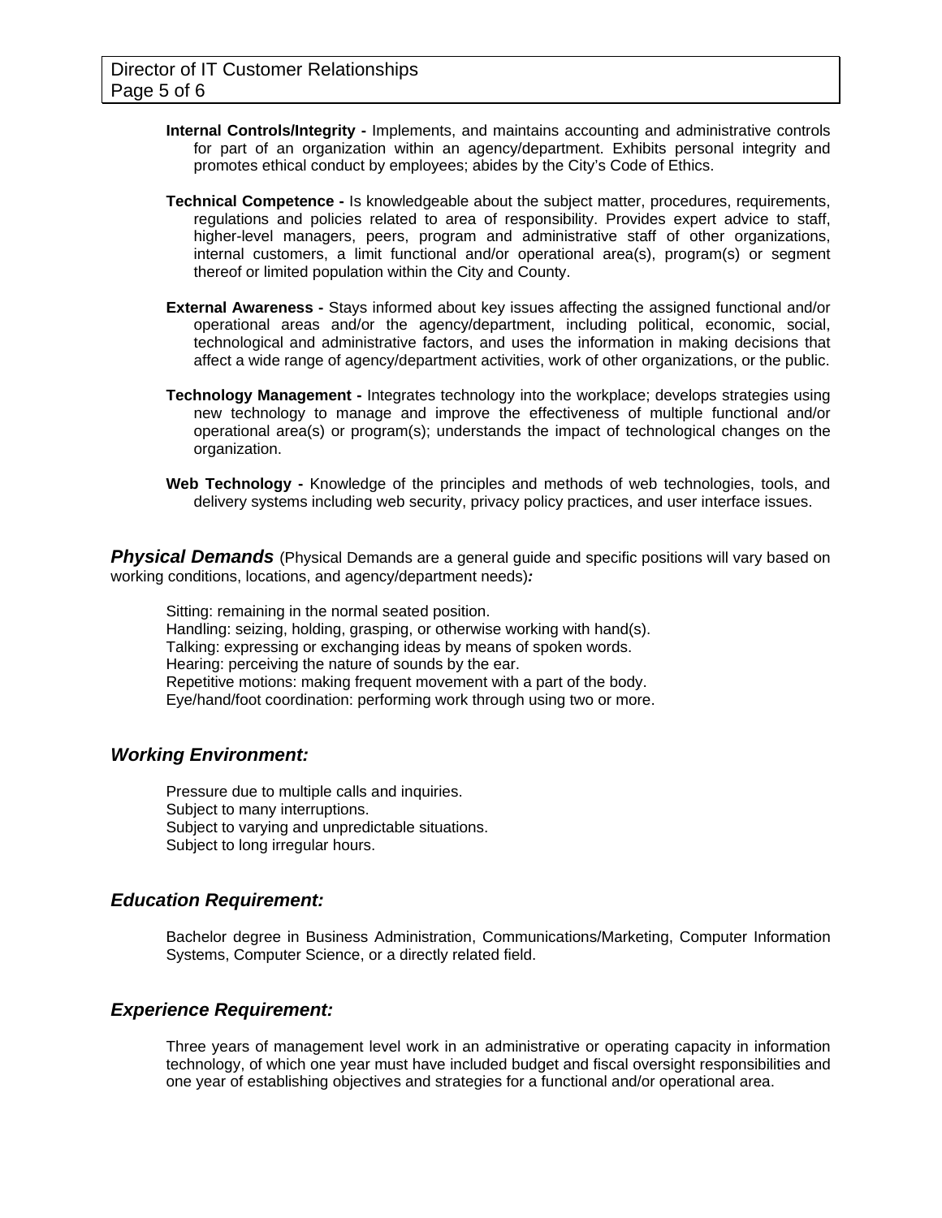**Internal Controls/Integrity -** Implements, and maintains accounting and administrative controls for part of an organization within an agency/department. Exhibits personal integrity and promotes ethical conduct by employees; abides by the City's Code of Ethics.

**Technical Competence -** Is knowledgeable about the subject matter, procedures, requirements, regulations and policies related to area of responsibility. Provides expert advice to staff, higher-level managers, peers, program and administrative staff of other organizations, internal customers, a limit functional and/or operational area(s), program(s) or segment thereof or limited population within the City and County.

**External Awareness -** Stays informed about key issues affecting the assigned functional and/or operational areas and/or the agency/department, including political, economic, social, technological and administrative factors, and uses the information in making decisions that affect a wide range of agency/department activities, work of other organizations, or the public.

**Technology Management -** Integrates technology into the workplace; develops strategies using new technology to manage and improve the effectiveness of multiple functional and/or operational area(s) or program(s); understands the impact of technological changes on the organization.

**Web Technology -** Knowledge of the principles and methods of web technologies, tools, and delivery systems including web security, privacy policy practices, and user interface issues.

***Physical Demands*** (Physical Demands are a general guide and specific positions will vary based on working conditions, locations, and agency/department needs)***:***

Sitting: remaining in the normal seated position.
Handling: seizing, holding, grasping, or otherwise working with hand(s).
Talking: expressing or exchanging ideas by means of spoken words.
Hearing: perceiving the nature of sounds by the ear.
Repetitive motions: making frequent movement with a part of the body.
Eye/hand/foot coordination: performing work through using two or more.

## *Working Environment:*

Pressure due to multiple calls and inquiries.
Subject to many interruptions.
Subject to varying and unpredictable situations.
Subject to long irregular hours.

## *Education Requirement:*

Bachelor degree in Business Administration, Communications/Marketing, Computer Information Systems, Computer Science, or a directly related field.

## *Experience Requirement:*

Three years of management level work in an administrative or operating capacity in information technology, of which one year must have included budget and fiscal oversight responsibilities and one year of establishing objectives and strategies for a functional and/or operational area.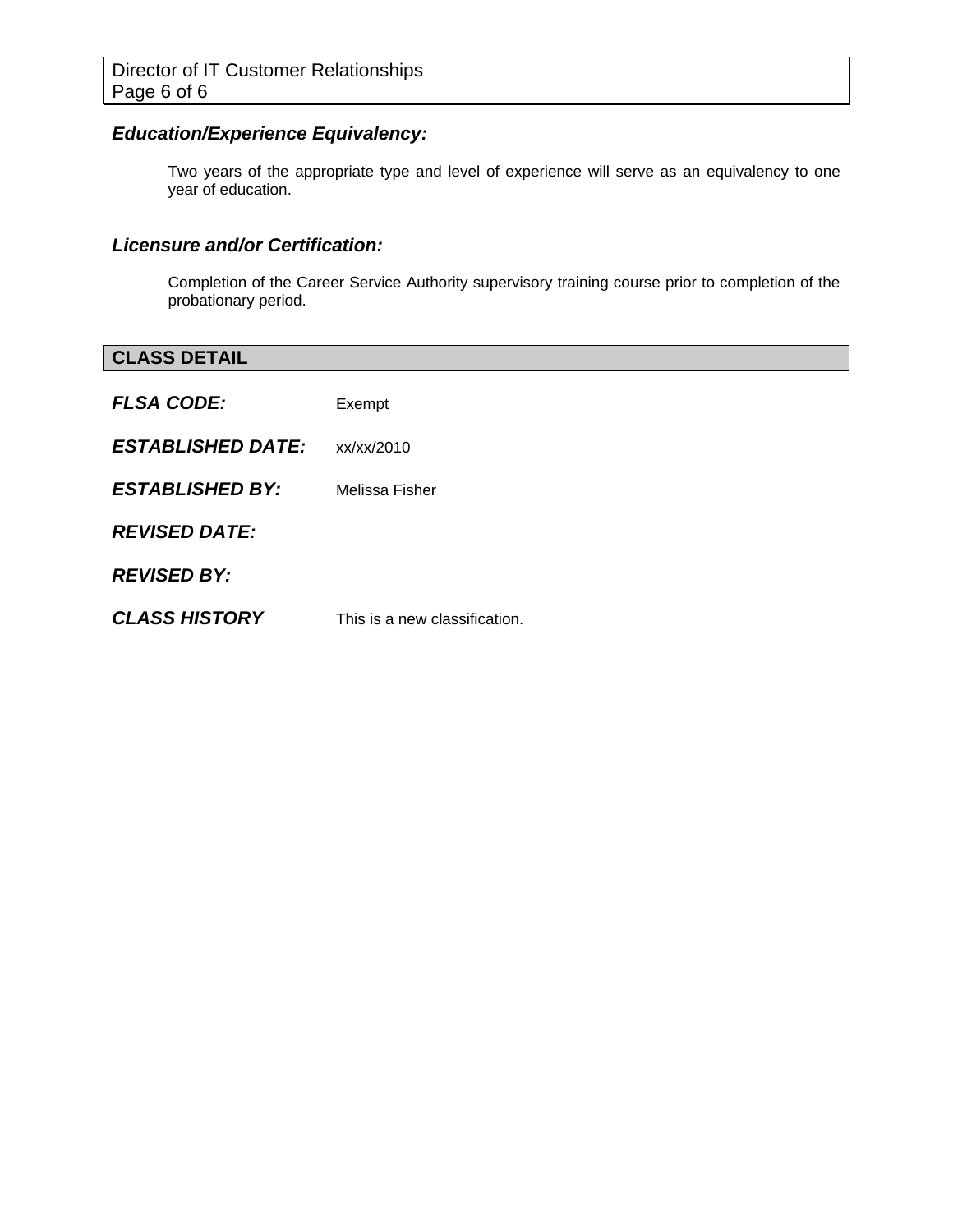### *Education/Experience Equivalency:*

Two years of the appropriate type and level of experience will serve as an equivalency to one year of education.

### *Licensure and/or Certification:*

Completion of the Career Service Authority supervisory training course prior to completion of the probationary period.

## CLASS DETAIL

***FLSA CODE:*** Exempt

***ESTABLISHED DATE:*** xx/xx/2010

***ESTABLISHED BY:*** Melissa Fisher

***REVISED DATE:***

***REVISED BY:***

***CLASS HISTORY*** This is a new classification.